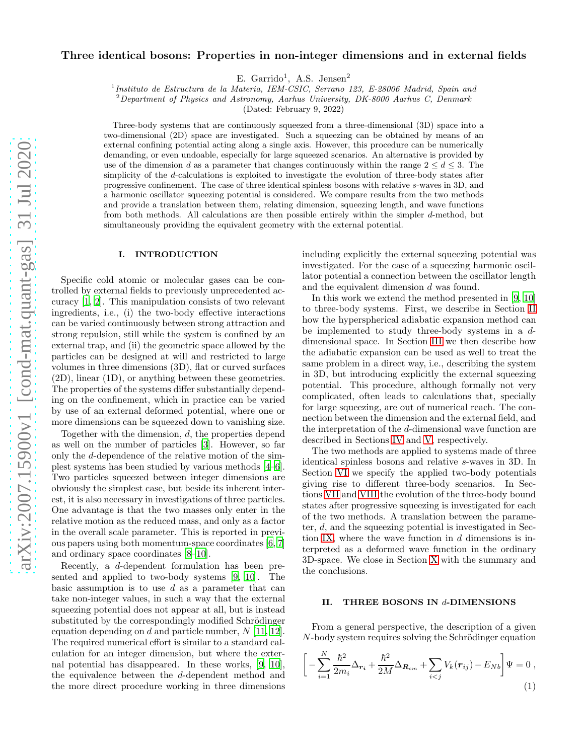# Three identical bosons: Properties in non-integer dimensions and in external fields

E. Garrido[1], A.S. Jensen[2]

[1] *Instituto de Estructura de la Materia, IEM-CSIC, Serrano 123, E-28006 Madrid, Spain and*
[2] *Department of Physics and Astronomy, Aarhus University, DK-8000 Aarhus C, Denmark*

(Dated: February 9, 2022)

Three-body systems that are continuously squeezed from a three-dimensional (3D) space into a two-dimensional (2D) space are investigated. Such a squeezing can be obtained by means of an external confining potential acting along a single axis. However, this procedure can be numerically demanding, or even undoable, especially for large squeezed scenarios. An alternative is provided by use of the dimension $d$ as a parameter that changes continuously within the range $2 \leq d \leq 3$. The simplicity of the $d$-calculations is exploited to investigate the evolution of three-body states after progressive confinement. The case of three identical spinless bosons with relative $s$-waves in 3D, and a harmonic oscillator squeezing potential is considered. We compare results from the two methods and provide a translation between them, relating dimension, squeezing length, and wave functions from both methods. All calculations are then possible entirely within the simpler $d$-method, but simultaneously providing the equivalent geometry with the external potential.

## I. INTRODUCTION

Specific cold atomic or molecular gases can be controlled by external fields to previously unprecedented accuracy [1, 2]. This manipulation consists of two relevant ingredients, i.e., (i) the two-body effective interactions can be varied continuously between strong attraction and strong repulsion, still while the system is confined by an external trap, and (ii) the geometric space allowed by the particles can be designed at will and restricted to large volumes in three dimensions (3D), flat or curved surfaces (2D), linear (1D), or anything between these geometries. The properties of the systems differ substantially depending on the confinement, which in practice can be varied by use of an external deformed potential, where one or more dimensions can be squeezed down to vanishing size.

Together with the dimension, $d$, the properties depend as well on the number of particles [3]. However, so far only the $d$-dependence of the relative motion of the simplest systems has been studied by various methods [4–6]. Two particles squeezed between integer dimensions are obviously the simplest case, but beside its inherent interest, it is also necessary in investigations of three particles. One advantage is that the two masses only enter in the relative motion as the reduced mass, and only as a factor in the overall scale parameter. This is reported in previous papers using both momentum-space coordinates [6, 7] and ordinary space coordinates [8–10].

Recently, a $d$-dependent formulation has been presented and applied to two-body systems [9, 10]. The basic assumption is to use $d$ as a parameter that can take non-integer values, in such a way that the external squeezing potential does not appear at all, but is instead substituted by the correspondingly modified Schrödinger equation depending on $d$ and particle number, $N$ [11, 12]. The required numerical effort is similar to a standard calculation for an integer dimension, but where the external potential has disappeared. In these works, [9, 10], the equivalence between the $d$-dependent method and the more direct procedure working in three dimensions including explicitly the external squeezing potential was investigated. For the case of a squeezing harmonic oscillator potential a connection between the oscillator length and the equivalent dimension $d$ was found.

In this work we extend the method presented in [9, 10] to three-body systems. First, we describe in Section II how the hyperspherical adiabatic expansion method can be implemented to study three-body systems in a $d$-dimensional space. In Section III we then describe how the adiabatic expansion can be used as well to treat the same problem in a direct way, i.e., describing the system in 3D, but introducing explicitly the external squeezing potential. This procedure, although formally not very complicated, often leads to calculations that, specially for large squeezing, are out of numerical reach. The connection between the dimension and the external field, and the interpretation of the $d$-dimensional wave function are described in Sections IV and V, respectively.

The two methods are applied to systems made of three identical spinless bosons and relative $s$-waves in 3D. In Section VI we specify the applied two-body potentials giving rise to different three-body scenarios. In Sections VII and VIII the evolution of the three-body bound states after progressive squeezing is investigated for each of the two methods. A translation between the parameter, $d$, and the squeezing potential is investigated in Section IX, where the wave function in $d$ dimensions is interpreted as a deformed wave function in the ordinary 3D-space. We close in Section X with the summary and the conclusions.

## II. THREE BOSONS IN $d$-DIMENSIONS

From a general perspective, the description of a given $N$-body system requires solving the Schrödinger equation

$$\left[ -\sum_{i=1}^{N} \frac{\hbar^2}{2m_i} \Delta_{\boldsymbol{r_i}} + \frac{\hbar^2}{2M} \Delta_{\boldsymbol{R}_{cm}} + \sum_{i<j} V_k(\boldsymbol{r}_{ij}) - E_{Nb} \right] \Psi = 0 \, , \tag{1}$$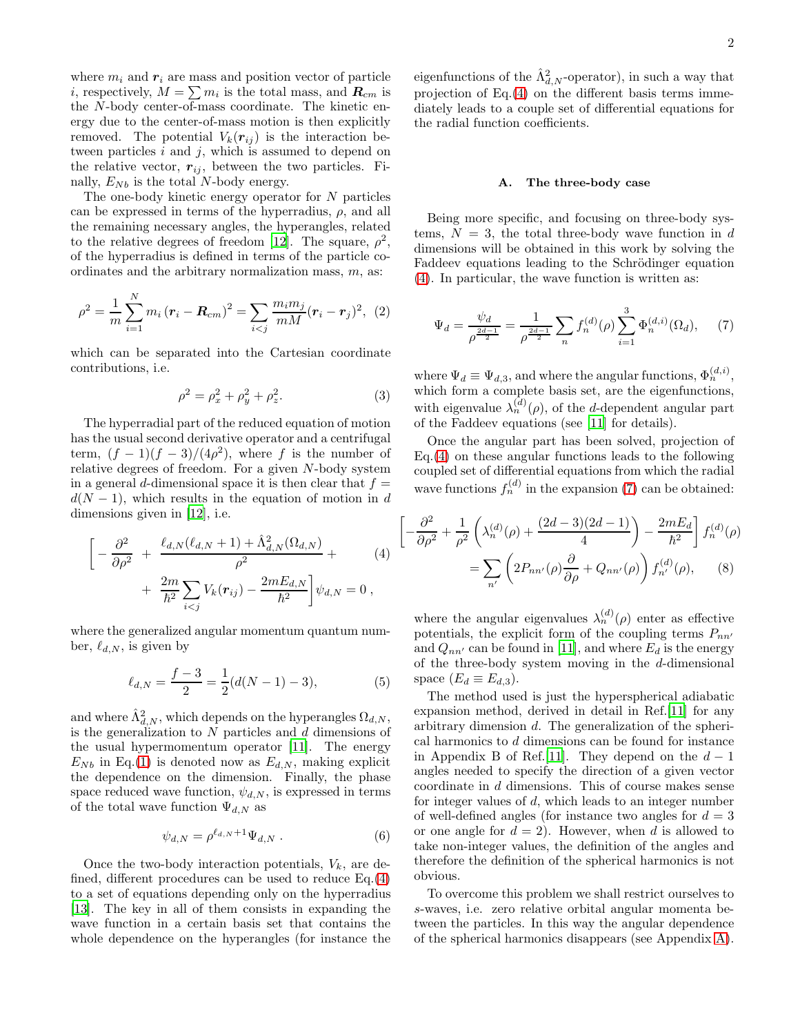where $m_i$ and $\boldsymbol{r}_i$ are mass and position vector of particle $i$, respectively, $M = \sum m_i$ is the total mass, and $\boldsymbol{R}_{cm}$ is the $N$-body center-of-mass coordinate. The kinetic energy due to the center-of-mass motion is then explicitly removed. The potential $V_k(\boldsymbol{r}_{ij})$ is the interaction between particles $i$ and $j$, which is assumed to depend on the relative vector, $\boldsymbol{r}_{ij}$, between the two particles. Finally, $E_{Nb}$ is the total $N$-body energy.

The one-body kinetic energy operator for $N$ particles can be expressed in terms of the hyperradius, $\rho$, and all the remaining necessary angles, the hyperangles, related to the relative degrees of freedom [12]. The square, $\rho^2$, of the hyperradius is defined in terms of the particle coordinates and the arbitrary normalization mass, $m$, as:

$$\rho^2 = \frac{1}{m}\sum_{i=1}^{N} m_i \left(\boldsymbol{r}_i - \boldsymbol{R}_{cm}\right)^2 = \sum_{i<j} \frac{m_i m_j}{mM}(\boldsymbol{r}_i - \boldsymbol{r}_j)^2, \quad (2)$$

which can be separated into the Cartesian coordinate contributions, i.e.

$$\rho^2 = \rho_x^2 + \rho_y^2 + \rho_z^2. \quad (3)$$

The hyperradial part of the reduced equation of motion has the usual second derivative operator and a centrifugal term, $(f-1)(f-3)/(4\rho^2)$, where $f$ is the number of relative degrees of freedom. For a given $N$-body system in a general $d$-dimensional space it is then clear that $f = d(N-1)$, which results in the equation of motion in $d$ dimensions given in [12], i.e.

$$\Big[ -\frac{\partial^2}{\partial \rho^2} + \frac{\ell_{d,N}(\ell_{d,N}+1) + \hat{\Lambda}^2_{d,N}(\Omega_{d,N})}{\rho^2} + \quad (4)$$
$$+ \frac{2m}{\hbar^2}\sum_{i<j} V_k(\boldsymbol{r}_{ij}) - \frac{2mE_{d,N}}{\hbar^2}\Big]\psi_{d,N} = 0 \,,$$

where the generalized angular momentum quantum number, $\ell_{d,N}$, is given by

$$\ell_{d,N} = \frac{f-3}{2} = \frac{1}{2}(d(N-1)-3), \quad (5)$$

and where $\hat{\Lambda}^2_{d,N}$, which depends on the hyperangles $\Omega_{d,N}$, is the generalization to $N$ particles and $d$ dimensions of the usual hypermomentum operator [11]. The energy $E_{Nb}$ in Eq.(1) is denoted now as $E_{d,N}$, making explicit the dependence on the dimension. Finally, the phase space reduced wave function, $\psi_{d,N}$, is expressed in terms of the total wave function $\Psi_{d,N}$ as

$$\psi_{d,N} = \rho^{\ell_{d,N}+1}\Psi_{d,N} \,. \quad (6)$$

Once the two-body interaction potentials, $V_k$, are defined, different procedures can be used to reduce Eq.(4) to a set of equations depending only on the hyperradius [13]. The key in all of them consists in expanding the wave function in a certain basis set that contains the whole dependence on the hyperangles (for instance the eigenfunctions of the $\hat{\Lambda}^2_{d,N}$-operator), in such a way that projection of Eq.(4) on the different basis terms immediately leads to a couple set of differential equations for the radial function coefficients.

### A. The three-body case

Being more specific, and focusing on three-body systems, $N=3$, the total three-body wave function in $d$ dimensions will be obtained in this work by solving the Faddeev equations leading to the Schrödinger equation (4). In particular, the wave function is written as:

$$\Psi_d = \frac{\psi_d}{\rho^{\frac{2d-1}{2}}} = \frac{1}{\rho^{\frac{2d-1}{2}}}\sum_n f_n^{(d)}(\rho)\sum_{i=1}^{3}\Phi_n^{(d,i)}(\Omega_d), \quad (7)$$

where $\Psi_d \equiv \Psi_{d,3}$, and where the angular functions, $\Phi_n^{(d,i)}$, which form a complete basis set, are the eigenfunctions, with eigenvalue $\lambda_n^{(d)}(\rho)$, of the $d$-dependent angular part of the Faddeev equations (see [11] for details).

Once the angular part has been solved, projection of Eq.(4) on these angular functions leads to the following coupled set of differential equations from which the radial wave functions $f_n^{(d)}$ in the expansion (7) can be obtained:

$$\left[-\frac{\partial^2}{\partial\rho^2} + \frac{1}{\rho^2}\left(\lambda_n^{(d)}(\rho) + \frac{(2d-3)(2d-1)}{4}\right) - \frac{2mE_d}{\hbar^2}\right] f_n^{(d)}(\rho)$$
$$= \sum_{n'}\left(2P_{nn'}(\rho)\frac{\partial}{\partial\rho} + Q_{nn'}(\rho)\right) f_{n'}^{(d)}(\rho), \quad (8)$$

where the angular eigenvalues $\lambda_n^{(d)}(\rho)$ enter as effective potentials, the explicit form of the coupling terms $P_{nn'}$ and $Q_{nn'}$ can be found in [11], and where $E_d$ is the energy of the three-body system moving in the $d$-dimensional space ($E_d \equiv E_{d,3}$).

The method used is just the hyperspherical adiabatic expansion method, derived in detail in Ref.[11] for any arbitrary dimension $d$. The generalization of the spherical harmonics to $d$ dimensions can be found for instance in Appendix B of Ref.[11]. They depend on the $d-1$ angles needed to specify the direction of a given vector coordinate in $d$ dimensions. This of course makes sense for integer values of $d$, which leads to an integer number of well-defined angles (for instance two angles for $d=3$ or one angle for $d=2$). However, when $d$ is allowed to take non-integer values, the definition of the angles and therefore the definition of the spherical harmonics is not obvious.

To overcome this problem we shall restrict ourselves to $s$-waves, i.e. zero relative orbital angular momenta between the particles. In this way the angular dependence of the spherical harmonics disappears (see Appendix A).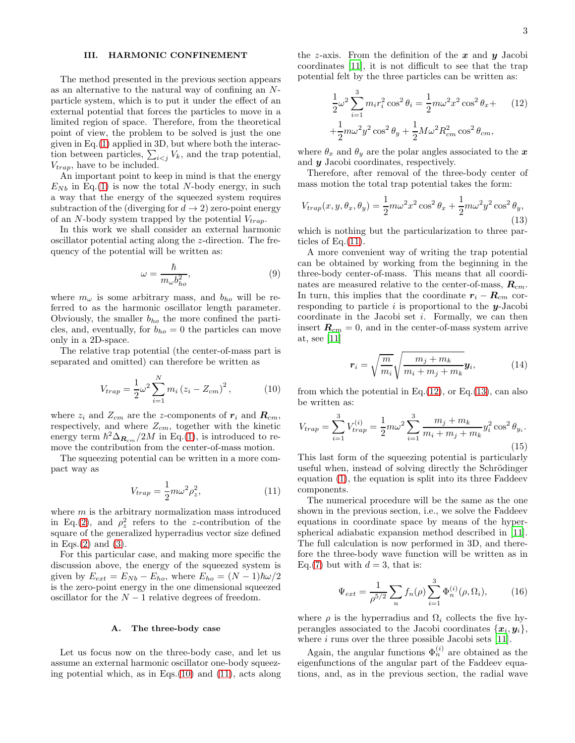## III. HARMONIC CONFINEMENT

The method presented in the previous section appears as an alternative to the natural way of confining an $N$-particle system, which is to put it under the effect of an external potential that forces the particles to move in a limited region of space. Therefore, from the theoretical point of view, the problem to be solved is just the one given in Eq.(1) applied in 3D, but where both the interaction between particles, $\sum_{i<j} V_k$, and the trap potential, $V_{trap}$, have to be included.

An important point to keep in mind is that the energy $E_{Nb}$ in Eq.(1) is now the total $N$-body energy, in such a way that the energy of the squeezed system requires subtraction of the (diverging for $d \to 2$) zero-point energy of an $N$-body system trapped by the potential $V_{trap}$.

In this work we shall consider an external harmonic oscillator potential acting along the $z$-direction. The frequency of the potential will be written as:

$$\omega = \frac{\hbar}{m_\omega b_{ho}^2}, \tag{9}$$

where $m_\omega$ is some arbitrary mass, and $b_{ho}$ will be referred to as the harmonic oscillator length parameter. Obviously, the smaller $b_{ho}$ the more confined the particles, and, eventually, for $b_{ho}=0$ the particles can move only in a 2D-space.

The relative trap potential (the center-of-mass part is separated and omitted) can therefore be written as

$$V_{trap} = \frac{1}{2}\omega^2 \sum_{i=1}^{N} m_i \left(z_i - Z_{cm}\right)^2, \tag{10}$$

where $z_i$ and $Z_{cm}$ are the $z$-components of $\boldsymbol{r}_i$ and $\boldsymbol{R}_{cm}$, respectively, and where $Z_{cm}$, together with the kinetic energy term $\hbar^2 \Delta_{\boldsymbol{R}_{cm}}/2M$ in Eq.(1), is introduced to remove the contribution from the center-of-mass motion.

The squeezing potential can be written in a more compact way as

$$V_{trap} = \frac{1}{2} m \omega^2 \rho_z^2, \tag{11}$$

where $m$ is the arbitrary normalization mass introduced in Eq.(2), and $\rho_z^2$ refers to the $z$-contribution of the square of the generalized hyperradius vector size defined in Eqs.(2) and (3).

For this particular case, and making more specific the discussion above, the energy of the squeezed system is given by $E_{ext} = E_{Nb} - E_{ho}$, where $E_{ho} = (N-1)\hbar\omega/2$ is the zero-point energy in the one dimensional squeezed oscillator for the $N-1$ relative degrees of freedom.

### A. The three-body case

Let us focus now on the three-body case, and let us assume an external harmonic oscillator one-body squeezing potential which, as in Eqs.(10) and (11), acts along the $z$-axis. From the definition of the $\boldsymbol{x}$ and $\boldsymbol{y}$ Jacobi coordinates [11], it is not difficult to see that the trap potential felt by the three particles can be written as:

$$\begin{aligned}\frac{1}{2}\omega^2 \sum_{i=1}^{3} m_i r_i^2 \cos^2\theta_i = \frac{1}{2} m\omega^2 x^2 \cos^2\theta_x + \\ + \frac{1}{2} m\omega^2 y^2 \cos^2\theta_y + \frac{1}{2} M\omega^2 R_{cm}^2 \cos^2\theta_{cm},\end{aligned} \tag{12}$$

where $\theta_x$ and $\theta_y$ are the polar angles associated to the $\boldsymbol{x}$ and $\boldsymbol{y}$ Jacobi coordinates, respectively.

Therefore, after removal of the three-body center of mass motion the total trap potential takes the form:

$$V_{trap}(x, y, \theta_x, \theta_y) = \frac{1}{2} m\omega^2 x^2 \cos^2\theta_x + \frac{1}{2} m\omega^2 y^2 \cos^2\theta_y, \tag{13}$$

which is nothing but the particularization to three particles of Eq.(11).

A more convenient way of writing the trap potential can be obtained by working from the beginning in the three-body center-of-mass. This means that all coordinates are measured relative to the center-of-mass, $\boldsymbol{R}_{cm}$. In turn, this implies that the coordinate $\boldsymbol{r}_i - \boldsymbol{R}_{cm}$ corresponding to particle $i$ is proportional to the $\boldsymbol{y}$-Jacobi coordinate in the Jacobi set $i$. Formally, we can then insert $\boldsymbol{R}_{cm} = 0$, and in the center-of-mass system arrive at, see [11]

$$\boldsymbol{r}_i = \sqrt{\frac{m}{m_i}} \sqrt{\frac{m_j + m_k}{m_i + m_j + m_k}} \boldsymbol{y}_i, \tag{14}$$

from which the potential in Eq.(12), or Eq.(13), can also be written as:

$$V_{trap} = \sum_{i=1}^{3} V_{trap}^{(i)} = \frac{1}{2} m\omega^2 \sum_{i=1}^{3} \frac{m_j + m_k}{m_i + m_j + m_k} y_i^2 \cos^2\theta_{y_i}. \tag{15}$$

This last form of the squeezing potential is particularly useful when, instead of solving directly the Schrödinger equation (1), the equation is split into its three Faddeev components.

The numerical procedure will be the same as the one shown in the previous section, i.e., we solve the Faddeev equations in coordinate space by means of the hyperspherical adiabatic expansion method described in [11]. The full calculation is now performed in 3D, and therefore the three-body wave function will be written as in Eq.(7) but with $d=3$, that is:

$$\Psi_{ext} = \frac{1}{\rho^{5/2}} \sum_n f_n(\rho) \sum_{i=1}^{3} \Phi_n^{(i)}(\rho, \Omega_i), \tag{16}$$

where $\rho$ is the hyperradius and $\Omega_i$ collects the five hyperangles associated to the Jacobi coordinates $\{\boldsymbol{x}_i, \boldsymbol{y}_i\}$, where $i$ runs over the three possible Jacobi sets [11].

Again, the angular functions $\Phi_n^{(i)}$ are obtained as the eigenfunctions of the angular part of the Faddeev equations, and, as in the previous section, the radial wave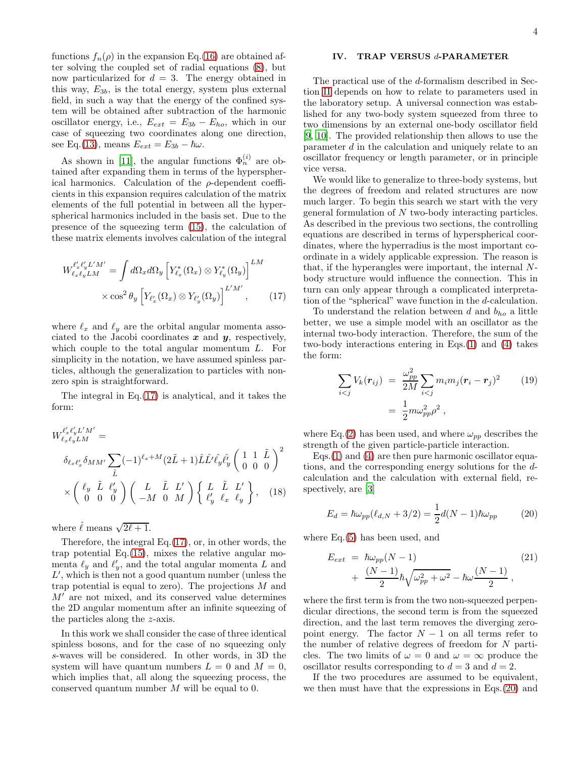functions $f_n(\rho)$ in the expansion Eq.(16) are obtained after solving the coupled set of radial equations (8), but now particularized for $d = 3$. The energy obtained in this way, $E_{3b}$, is the total energy, system plus external field, in such a way that the energy of the confined system will be obtained after subtraction of the harmonic oscillator energy, i.e., $E_{ext} = E_{3b} - E_{ho}$, which in our case of squeezing two coordinates along one direction, see Eq.(13), means $E_{ext} = E_{3b} - \hbar\omega$.

As shown in [11], the angular functions $\Phi_n^{(i)}$ are obtained after expanding them in terms of the hyperspherical harmonics. Calculation of the $\rho$-dependent coefficients in this expansion requires calculation of the matrix elements of the full potential in between all the hyperspherical harmonics included in the basis set. Due to the presence of the squeezing term (15), the calculation of these matrix elements involves calculation of the integral

$$W_{\ell_x \ell_y LM}^{\ell'_x \ell'_y L'M'} = \int d\Omega_x d\Omega_y \left[ Y^*_{\ell_x}(\Omega_x) \otimes Y^*_{\ell_y}(\Omega_y) \right]^{LM} \times \cos^2\theta_y \left[ Y_{\ell'_x}(\Omega_x) \otimes Y_{\ell'_y}(\Omega_y) \right]^{L'M'}, \tag{17}$$

where $\ell_x$ and $\ell_y$ are the orbital angular momenta associated to the Jacobi coordinates $\boldsymbol{x}$ and $\boldsymbol{y}$, respectively, which couple to the total angular momentum $L$. For simplicity in the notation, we have assumed spinless particles, although the generalization to particles with nonzero spin is straightforward.

The integral in Eq.(17) is analytical, and it takes the form:

$$W_{\ell_x \ell_y LM}^{\ell'_x \ell'_y L'M'} = \delta_{\ell_x \ell'_x} \delta_{MM'} \sum_{\tilde{L}} (-1)^{\ell_x + M} (2\tilde{L}+1) \hat{L}\hat{L}' \hat{\ell}_y \hat{\ell}'_y \begin{pmatrix} 1 & 1 & \tilde{L} \\ 0 & 0 & 0 \end{pmatrix}^2 \times \begin{pmatrix} \ell_y & \tilde{L} & \ell'_y \\ 0 & 0 & 0 \end{pmatrix} \begin{pmatrix} L & \tilde{L} & L' \\ -M & 0 & M \end{pmatrix} \begin{Bmatrix} L & \tilde{L} & L' \\ \ell'_y & \ell_x & \ell_y \end{Bmatrix}, \tag{18}$$

where $\hat{\ell}$ means $\sqrt{2\ell+1}$.

Therefore, the integral Eq.(17), or, in other words, the trap potential Eq.(15), mixes the relative angular momenta $\ell_y$ and $\ell'_y$, and the total angular momenta $L$ and $L'$, which is then not a good quantum number (unless the trap potential is equal to zero). The projections $M$ and $M'$ are not mixed, and its conserved value determines the 2D angular momentum after an infinite squeezing of the particles along the $z$-axis.

In this work we shall consider the case of three identical spinless bosons, and for the case of no squeezing only $s$-waves will be considered. In other words, in 3D the system will have quantum numbers $L = 0$ and $M = 0$, which implies that, all along the squeezing process, the conserved quantum number $M$ will be equal to 0.

## IV. TRAP VERSUS $d$-PARAMETER

The practical use of the $d$-formalism described in Section II depends on how to relate to parameters used in the laboratory setup. A universal connection was established for any two-body system squeezed from three to two dimensions by an external one-body oscillator field [9, 10]. The provided relationship then allows to use the parameter $d$ in the calculation and uniquely relate to an oscillator frequency or length parameter, or in principle vice versa.

We would like to generalize to three-body systems, but the degrees of freedom and related structures are now much larger. To begin this search we start with the very general formulation of $N$ two-body interacting particles. As described in the previous two sections, the controlling equations are described in terms of hyperspherical coordinates, where the hyperradius is the most important coordinate in a widely applicable expression. The reason is that, if the hyperangles were important, the internal $N$-body structure would influence the connection. This in turn can only appear through a complicated interpretation of the "spherical" wave function in the $d$-calculation.

To understand the relation between $d$ and $b_{ho}$ a little better, we use a simple model with an oscillator as the internal two-body interaction. Therefore, the sum of the two-body interactions entering in Eqs.(1) and (4) takes the form:

$$\sum_{i<j} V_k(\boldsymbol{r}_{ij}) = \frac{\omega_{pp}^2}{2M} \sum_{i<j} m_i m_j (\boldsymbol{r}_i - \boldsymbol{r}_j)^2 = \frac{1}{2} m \omega_{pp}^2 \rho^2 , \tag{19}$$

where Eq.(2) has been used, and where $\omega_{pp}$ describes the strength of the given particle-particle interaction.

Eqs.(1) and (4) are then pure harmonic oscillator equations, and the corresponding energy solutions for the $d$-calculation and the calculation with external field, respectively, are [3]

$$E_d = \hbar\omega_{pp}(\ell_{d,N} + 3/2) = \frac{1}{2} d(N-1)\hbar\omega_{pp} \tag{20}$$

where Eq.(5) has been used, and

$$E_{ext} = \hbar\omega_{pp}(N-1) + \frac{(N-1)}{2}\hbar\sqrt{\omega_{pp}^2 + \omega^2} - \hbar\omega\frac{(N-1)}{2} , \tag{21}$$

where the first term is from the two non-squeezed perpendicular directions, the second term is from the squeezed direction, and the last term removes the diverging zero-point energy. The factor $N-1$ on all terms refer to the number of relative degrees of freedom for $N$ particles. The two limits of $\omega = 0$ and $\omega = \infty$ produce the oscillator results corresponding to $d = 3$ and $d = 2$.

If the two procedures are assumed to be equivalent, we then must have that the expressions in Eqs.(20) and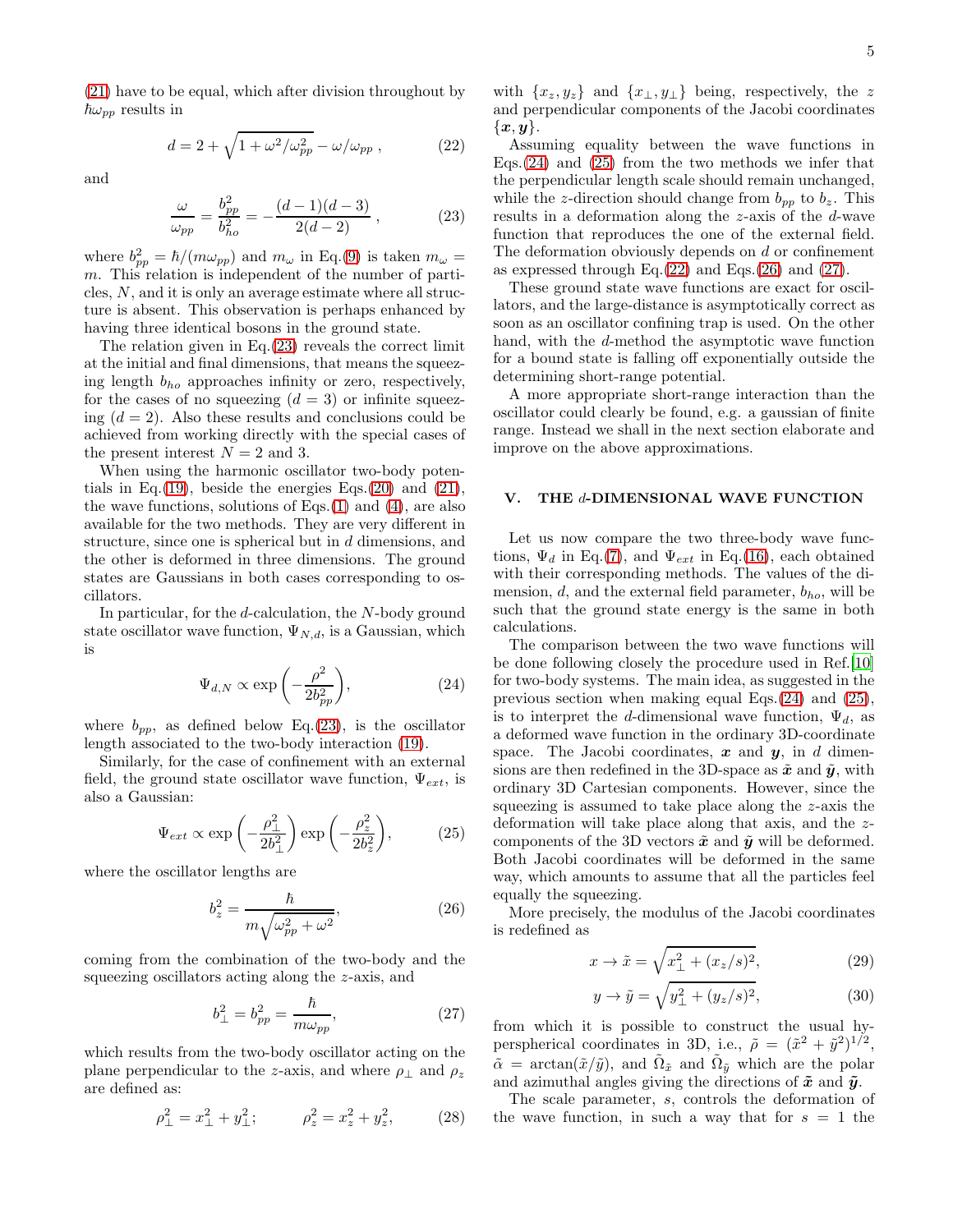(21) have to be equal, which after division throughout by $\hbar\omega_{pp}$ results in

$$d = 2 + \sqrt{1 + \omega^2/\omega_{pp}^2} - \omega/\omega_{pp} \; , \tag{22}$$

and

$$\frac{\omega}{\omega_{pp}} = \frac{b_{pp}^2}{b_{ho}^2} = -\frac{(d-1)(d-3)}{2(d-2)} \; , \tag{23}$$

where $b_{pp}^2 = \hbar/(m\omega_{pp})$ and $m_\omega$ in Eq.(9) is taken $m_\omega = m$. This relation is independent of the number of particles, $N$, and it is only an average estimate where all structure is absent. This observation is perhaps enhanced by having three identical bosons in the ground state.

The relation given in Eq.(23) reveals the correct limit at the initial and final dimensions, that means the squeezing length $b_{ho}$ approaches infinity or zero, respectively, for the cases of no squeezing ($d = 3$) or infinite squeezing ($d = 2$). Also these results and conclusions could be achieved from working directly with the special cases of the present interest $N = 2$ and 3.

When using the harmonic oscillator two-body potentials in Eq.(19), beside the energies Eqs.(20) and (21), the wave functions, solutions of Eqs.(1) and (4), are also available for the two methods. They are very different in structure, since one is spherical but in $d$ dimensions, and the other is deformed in three dimensions. The ground states are Gaussians in both cases corresponding to oscillators.

In particular, for the $d$-calculation, the $N$-body ground state oscillator wave function, $\Psi_{N,d}$, is a Gaussian, which is

$$\Psi_{d,N} \propto \exp\left(-\frac{\rho^2}{2b_{pp}^2}\right), \tag{24}$$

where $b_{pp}$, as defined below Eq.(23), is the oscillator length associated to the two-body interaction (19).

Similarly, for the case of confinement with an external field, the ground state oscillator wave function, $\Psi_{ext}$, is also a Gaussian:

$$\Psi_{ext} \propto \exp\left(-\frac{\rho_\perp^2}{2b_\perp^2}\right)\exp\left(-\frac{\rho_z^2}{2b_z^2}\right), \tag{25}$$

where the oscillator lengths are

$$b_z^2 = \frac{\hbar}{m\sqrt{\omega_{pp}^2 + \omega^2}}, \tag{26}$$

coming from the combination of the two-body and the squeezing oscillators acting along the $z$-axis, and

$$b_\perp^2 = b_{pp}^2 = \frac{\hbar}{m\omega_{pp}}, \tag{27}$$

which results from the two-body oscillator acting on the plane perpendicular to the $z$-axis, and where $\rho_\perp$ and $\rho_z$ are defined as:

$$\rho_\perp^2 = x_\perp^2 + y_\perp^2; \qquad \rho_z^2 = x_z^2 + y_z^2, \tag{28}$$

with $\{x_z, y_z\}$ and $\{x_\perp, y_\perp\}$ being, respectively, the $z$ and perpendicular components of the Jacobi coordinates $\{\boldsymbol{x}, \boldsymbol{y}\}$.

Assuming equality between the wave functions in Eqs.(24) and (25) from the two methods we infer that the perpendicular length scale should remain unchanged, while the $z$-direction should change from $b_{pp}$ to $b_z$. This results in a deformation along the $z$-axis of the $d$-wave function that reproduces the one of the external field. The deformation obviously depends on $d$ or confinement as expressed through Eq.(22) and Eqs.(26) and (27).

These ground state wave functions are exact for oscillators, and the large-distance is asymptotically correct as soon as an oscillator confining trap is used. On the other hand, with the $d$-method the asymptotic wave function for a bound state is falling off exponentially outside the determining short-range potential.

A more appropriate short-range interaction than the oscillator could clearly be found, e.g. a gaussian of finite range. Instead we shall in the next section elaborate and improve on the above approximations.

## V. THE $d$-DIMENSIONAL WAVE FUNCTION

Let us now compare the two three-body wave functions, $\Psi_d$ in Eq.(7), and $\Psi_{ext}$ in Eq.(16), each obtained with their corresponding methods. The values of the dimension, $d$, and the external field parameter, $b_{ho}$, will be such that the ground state energy is the same in both calculations.

The comparison between the two wave functions will be done following closely the procedure used in Ref.[10] for two-body systems. The main idea, as suggested in the previous section when making equal Eqs.(24) and (25), is to interpret the $d$-dimensional wave function, $\Psi_d$, as a deformed wave function in the ordinary 3D-coordinate space. The Jacobi coordinates, $\boldsymbol{x}$ and $\boldsymbol{y}$, in $d$ dimensions are then redefined in the 3D-space as $\tilde{\boldsymbol{x}}$ and $\tilde{\boldsymbol{y}}$, with ordinary 3D Cartesian components. However, since the squeezing is assumed to take place along the $z$-axis the deformation will take place along that axis, and the $z$-components of the 3D vectors $\tilde{\boldsymbol{x}}$ and $\tilde{\boldsymbol{y}}$ will be deformed. Both Jacobi coordinates will be deformed in the same way, which amounts to assume that all the particles feel equally the squeezing.

More precisely, the modulus of the Jacobi coordinates is redefined as

$$x \to \tilde{x} = \sqrt{x_\perp^2 + (x_z/s)^2}, \tag{29}$$

$$y \to \tilde{y} = \sqrt{y_\perp^2 + (y_z/s)^2}, \tag{30}$$

from which it is possible to construct the usual hyperspherical coordinates in 3D, i.e., $\tilde{\rho} = (\tilde{x}^2 + \tilde{y}^2)^{1/2}$, $\tilde{\alpha} = \arctan(\tilde{x}/\tilde{y})$, and $\tilde{\Omega}_{\tilde{x}}$ and $\tilde{\Omega}_{\tilde{y}}$ which are the polar and azimuthal angles giving the directions of $\tilde{\boldsymbol{x}}$ and $\tilde{\boldsymbol{y}}$.

The scale parameter, $s$, controls the deformation of the wave function, in such a way that for $s = 1$ the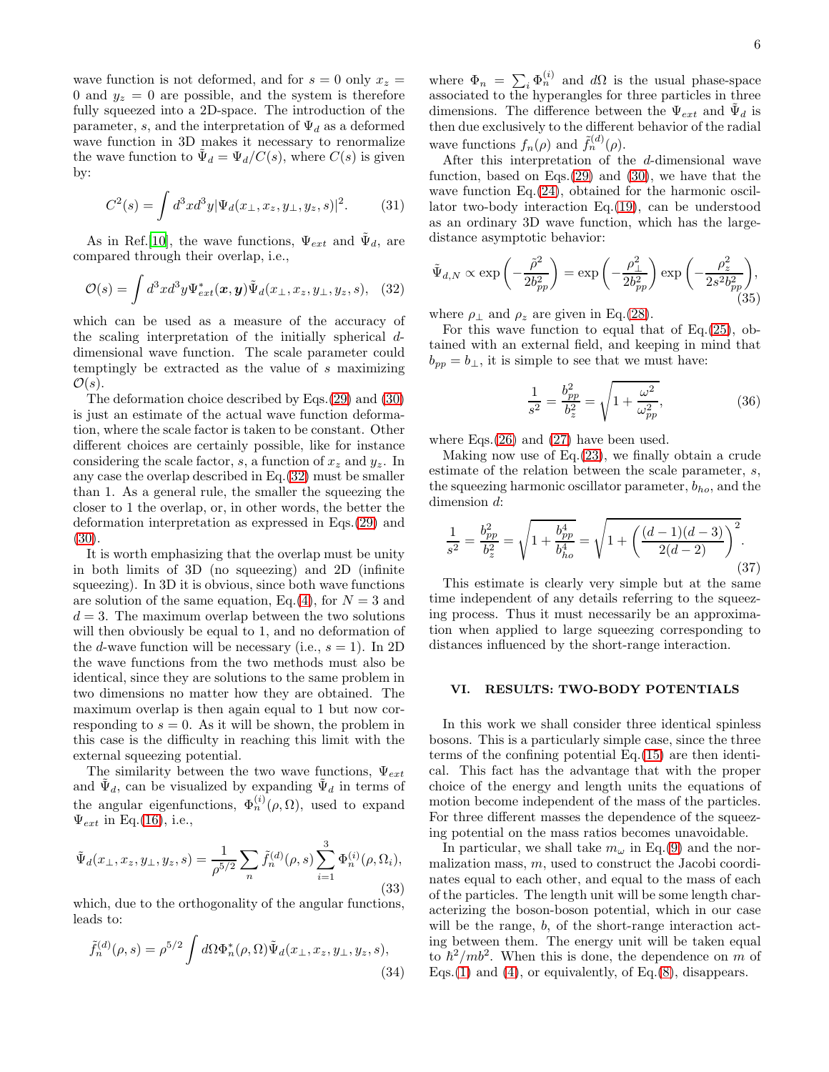wave function is not deformed, and for $s = 0$ only $x_z = 0$ and $y_z = 0$ are possible, and the system is therefore fully squeezed into a 2D-space. The introduction of the parameter, $s$, and the interpretation of $\Psi_d$ as a deformed wave function in 3D makes it necessary to renormalize the wave function to $\tilde{\Psi}_d = \Psi_d/C(s)$, where $C(s)$ is given by:

$$C^2(s) = \int d^3x d^3y |\Psi_d(x_\perp, x_z, y_\perp, y_z, s)|^2. \tag{31}$$

As in Ref.[10], the wave functions, $\Psi_{ext}$ and $\tilde{\Psi}_d$, are compared through their overlap, i.e.,

$$\mathcal{O}(s) = \int d^3x d^3y \Psi^*_{ext}(\boldsymbol{x}, \boldsymbol{y}) \tilde{\Psi}_d(x_\perp, x_z, y_\perp, y_z, s), \tag{32}$$

which can be used as a measure of the accuracy of the scaling interpretation of the initially spherical $d$-dimensional wave function. The scale parameter could temptingly be extracted as the value of $s$ maximizing $\mathcal{O}(s)$.

The deformation choice described by Eqs.(29) and (30) is just an estimate of the actual wave function deformation, where the scale factor is taken to be constant. Other different choices are certainly possible, like for instance considering the scale factor, $s$, a function of $x_z$ and $y_z$. In any case the overlap described in Eq.(32) must be smaller than 1. As a general rule, the smaller the squeezing the closer to 1 the overlap, or, in other words, the better the deformation interpretation as expressed in Eqs.(29) and (30).

It is worth emphasizing that the overlap must be unity in both limits of 3D (no squeezing) and 2D (infinite squeezing). In 3D it is obvious, since both wave functions are solution of the same equation, Eq.(4), for $N = 3$ and $d = 3$. The maximum overlap between the two solutions will then obviously be equal to 1, and no deformation of the $d$-wave function will be necessary (i.e., $s = 1$). In 2D the wave functions from the two methods must also be identical, since they are solutions to the same problem in two dimensions no matter how they are obtained. The maximum overlap is then again equal to 1 but now corresponding to $s = 0$. As it will be shown, the problem in this case is the difficulty in reaching this limit with the external squeezing potential.

The similarity between the two wave functions, $\Psi_{ext}$ and $\tilde{\Psi}_d$, can be visualized by expanding $\tilde{\Psi}_d$ in terms of the angular eigenfunctions, $\Phi_n^{(i)}(\rho, \Omega)$, used to expand $\Psi_{ext}$ in Eq.(16), i.e.,

$$\tilde{\Psi}_d(x_\perp, x_z, y_\perp, y_z, s) = \frac{1}{\rho^{5/2}} \sum_n \tilde{f}_n^{(d)}(\rho, s) \sum_{i=1}^{3} \Phi_n^{(i)}(\rho, \Omega_i), \tag{33}$$

which, due to the orthogonality of the angular functions, leads to:

$$\tilde{f}_n^{(d)}(\rho, s) = \rho^{5/2} \int d\Omega \Phi_n^*(\rho, \Omega) \tilde{\Psi}_d(x_\perp, x_z, y_\perp, y_z, s), \tag{34}$$

where $\Phi_n = \sum_i \Phi_n^{(i)}$ and $d\Omega$ is the usual phase-space associated to the hyperangles for three particles in three dimensions. The difference between the $\Psi_{ext}$ and $\tilde{\Psi}_d$ is then due exclusively to the different behavior of the radial wave functions $f_n(\rho)$ and $\tilde{f}_n^{(d)}(\rho)$.

After this interpretation of the $d$-dimensional wave function, based on Eqs.(29) and (30), we have that the wave function Eq.(24), obtained for the harmonic oscillator two-body interaction Eq.(19), can be understood as an ordinary 3D wave function, which has the large-distance asymptotic behavior:

$$\tilde{\Psi}_{d,N} \propto \exp\left(-\frac{\tilde{\rho}^2}{2b_{pp}^2}\right) = \exp\left(-\frac{\rho_\perp^2}{2b_{pp}^2}\right) \exp\left(-\frac{\rho_z^2}{2s^2 b_{pp}^2}\right), \tag{35}$$

where $\rho_\perp$ and $\rho_z$ are given in Eq.(28).

For this wave function to equal that of Eq.(25), obtained with an external field, and keeping in mind that $b_{pp} = b_\perp$, it is simple to see that we must have:

$$\frac{1}{s^2} = \frac{b_{pp}^2}{b_z^2} = \sqrt{1 + \frac{\omega^2}{\omega_{pp}^2}}, \tag{36}$$

where Eqs.(26) and (27) have been used.

Making now use of Eq.(23), we finally obtain a crude estimate of the relation between the scale parameter, $s$, the squeezing harmonic oscillator parameter, $b_{ho}$, and the dimension $d$:

$$\frac{1}{s^2} = \frac{b_{pp}^2}{b_z^2} = \sqrt{1 + \frac{b_{pp}^4}{b_{ho}^4}} = \sqrt{1 + \left(\frac{(d-1)(d-3)}{2(d-2)}\right)^2}. \tag{37}$$

This estimate is clearly very simple but at the same time independent of any details referring to the squeezing process. Thus it must necessarily be an approximation when applied to large squeezing corresponding to distances influenced by the short-range interaction.

## VI. RESULTS: TWO-BODY POTENTIALS

In this work we shall consider three identical spinless bosons. This is a particularly simple case, since the three terms of the confining potential Eq.(15) are then identical. This fact has the advantage that with the proper choice of the energy and length units the equations of motion become independent of the mass of the particles. For three different masses the dependence of the squeezing potential on the mass ratios becomes unavoidable.

In particular, we shall take $m_\omega$ in Eq.(9) and the normalization mass, $m$, used to construct the Jacobi coordinates equal to each other, and equal to the mass of each of the particles. The length unit will be some length characterizing the boson-boson potential, which in our case will be the range, $b$, of the short-range interaction acting between them. The energy unit will be taken equal to $\hbar^2/mb^2$. When this is done, the dependence on $m$ of Eqs.(1) and (4), or equivalently, of Eq.(8), disappears.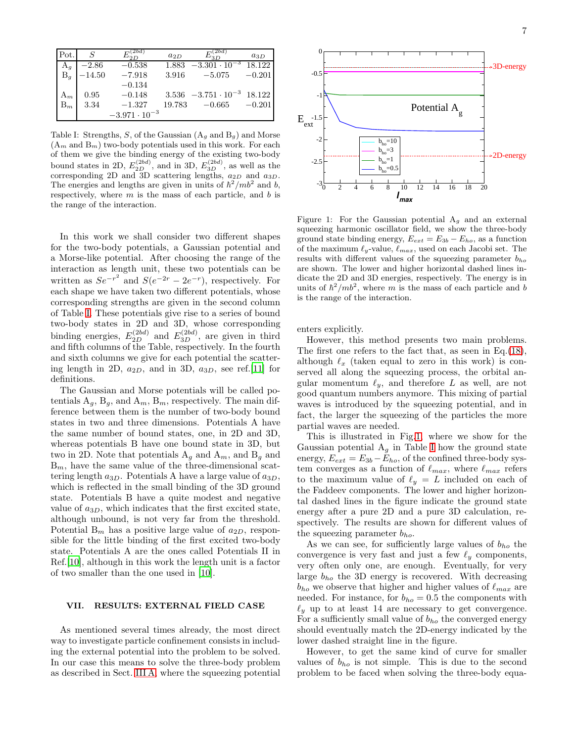| Pot. | $S$ | $E_{2D}^{(2bd)}$ | $a_{2D}$ | $E_{3D}^{(2bd)}$ | $a_{3D}$ |
|---|---|---|---|---|---|
| A$_g$ | $-2.86$ | $-0.538$ | 1.883 | $-3.301 \cdot 10^{-3}$ | 18.122 |
| B$_g$ | $-14.50$ | $-7.918$ | 3.916 | $-5.075$ | $-0.201$ |
| | | $-0.134$ | | | |
| A$_m$ | 0.95 | $-0.148$ | 3.536 | $-3.751 \cdot 10^{-3}$ | 18.122 |
| B$_m$ | 3.34 | $-1.327$ | 19.783 | $-0.665$ | $-0.201$ |
| | | $-3.971 \cdot 10^{-3}$ | | | |

Table I: Strengths, $S$, of the Gaussian (A$_g$ and B$_g$) and Morse (A$_m$ and B$_m$) two-body potentials used in this work. For each of them we give the binding energy of the existing two-body bound states in 2D, $E_{2D}^{(2bd)}$, and in 3D, $E_{3D}^{(2bd)}$, as well as the corresponding 2D and 3D scattering lengths, $a_{2D}$ and $a_{3D}$. The energies and lengths are given in units of $\hbar^2/mb^2$ and $b$, respectively, where $m$ is the mass of each particle, and $b$ is the range of the interaction.

In this work we shall consider two different shapes for the two-body potentials, a Gaussian potential and a Morse-like potential. After choosing the range of the interaction as length unit, these two potentials can be written as $Se^{-r^2}$ and $S(e^{-2r} - 2e^{-r})$, respectively. For each shape we have taken two different potentials, whose corresponding strengths are given in the second column of Table I. These potentials give rise to a series of bound two-body states in 2D and 3D, whose corresponding binding energies, $E_{2D}^{(2bd)}$ and $E_{3D}^{(2bd)}$, are given in third and fifth columns of the Table, respectively. In the fourth and sixth columns we give for each potential the scattering length in 2D, $a_{2D}$, and in 3D, $a_{3D}$, see ref.[11] for definitions.

The Gaussian and Morse potentials will be called potentials A$_g$, B$_g$, and A$_m$, B$_m$, respectively. The main difference between them is the number of two-body bound states in two and three dimensions. Potentials A have the same number of bound states, one, in 2D and 3D, whereas potentials B have one bound state in 3D, but two in 2D. Note that potentials A$_g$ and A$_m$, and B$_g$ and B$_m$, have the same value of the three-dimensional scattering length $a_{3D}$. Potentials A have a large value of $a_{3D}$, which is reflected in the small binding of the 3D ground state. Potentials B have a quite modest and negative value of $a_{3D}$, which indicates that the first excited state, although unbound, is not very far from the threshold. Potential B$_m$ has a positive large value of $a_{2D}$, responsible for the little binding of the first excited two-body state. Potentials A are the ones called Potentials II in Ref.[10], although in this work the length unit is a factor of two smaller than the one used in [10].

## VII. RESULTS: EXTERNAL FIELD CASE

As mentioned several times already, the most direct way to investigate particle confinement consists in including the external potential into the problem to be solved. In our case this means to solve the three-body problem as described in Sect. III A, where the squeezing potential enters explicitly.

Figure 1: For the Gaussian potential A$_g$ and an external squeezing harmonic oscillator field, we show the three-body ground state binding energy, $E_{ext} = E_{3b} - E_{ho}$, as a function of the maximum $\ell_y$-value, $\ell_{max}$, used on each Jacobi set. The results with different values of the squeezing parameter $b_{ho}$ are shown. The lower and higher horizontal dashed lines indicate the 2D and 3D energies, respectively. The energy is in units of $\hbar^2/mb^2$, where $m$ is the mass of each particle and $b$ is the range of the interaction.

However, this method presents two main problems. The first one refers to the fact that, as seen in Eq.(18), although $\ell_x$ (taken equal to zero in this work) is conserved all along the squeezing process, the orbital angular momentum $\ell_y$, and therefore $L$ as well, are not good quantum numbers anymore. This mixing of partial waves is introduced by the squeezing potential, and in fact, the larger the squeezing of the particles the more partial waves are needed.

This is illustrated in Fig.1, where we show for the Gaussian potential A$_g$ in Table I how the ground state energy, $E_{ext} = E_{3b} - E_{ho}$, of the confined three-body system converges as a function of $\ell_{max}$, where $\ell_{max}$ refers to the maximum value of $\ell_y = L$ included on each of the Faddeev components. The lower and higher horizontal dashed lines in the figure indicate the ground state energy after a pure 2D and a pure 3D calculation, respectively. The results are shown for different values of the squeezing parameter $b_{ho}$.

As we can see, for sufficiently large values of $b_{ho}$ the convergence is very fast and just a few $\ell_y$ components, very often only one, are enough. Eventually, for very large $b_{ho}$ the 3D energy is recovered. With decreasing $b_{ho}$ we observe that higher and higher values of $\ell_{max}$ are needed. For instance, for $b_{ho} = 0.5$ the components with $\ell_y$ up to at least 14 are necessary to get convergence. For a sufficiently small value of $b_{ho}$ the converged energy should eventually match the 2D-energy indicated by the lower dashed straight line in the figure.

However, to get the same kind of curve for smaller values of $b_{ho}$ is not simple. This is due to the second problem to be faced when solving the three-body equa-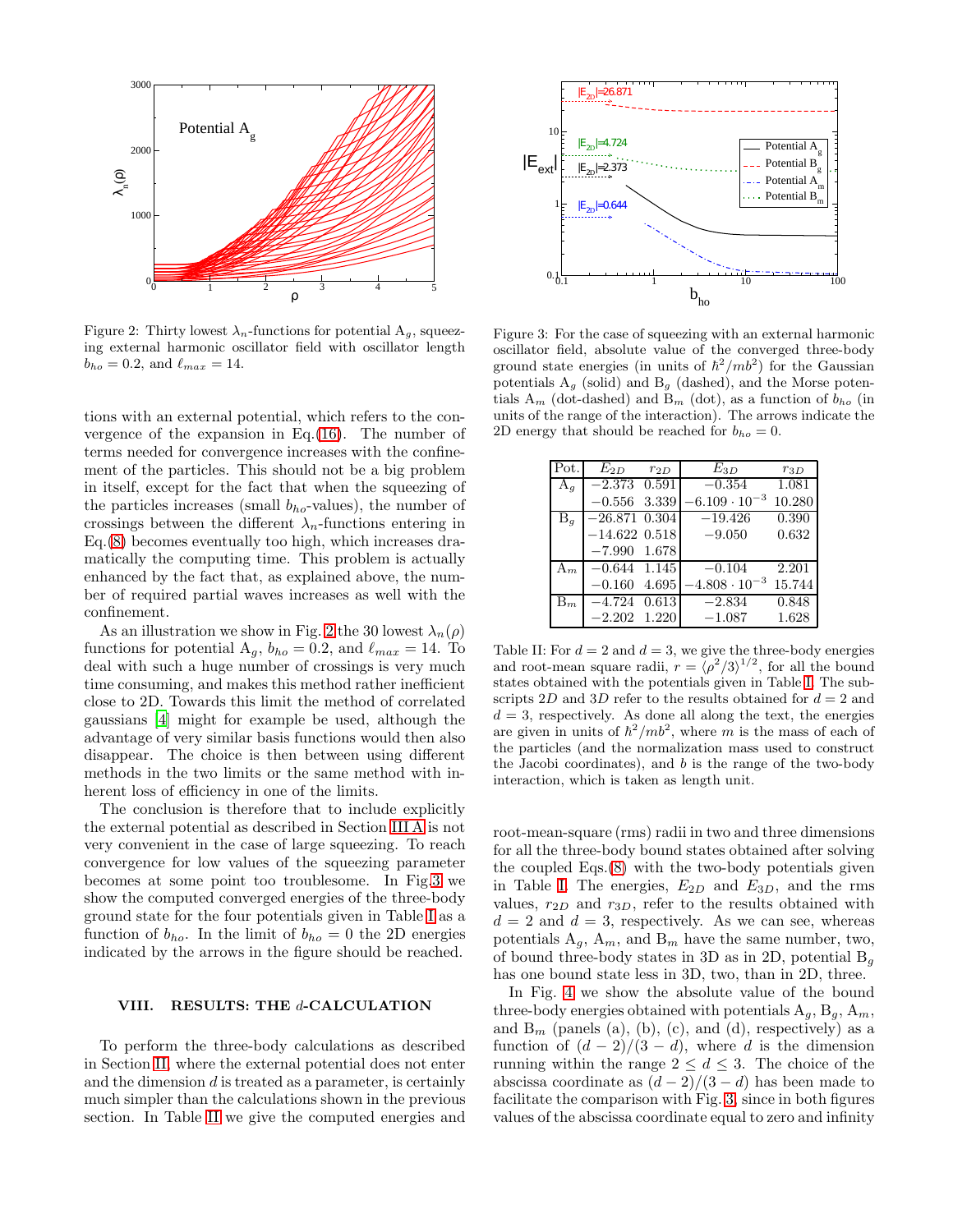Figure 2: Thirty lowest $\lambda_n$-functions for potential $A_g$, squeezing external harmonic oscillator field with oscillator length $b_{ho} = 0.2$, and $\ell_{max} = 14$.

tions with an external potential, which refers to the convergence of the expansion in Eq.(16). The number of terms needed for convergence increases with the confinement of the particles. This should not be a big problem in itself, except for the fact that when the squeezing of the particles increases (small $b_{ho}$-values), the number of crossings between the different $\lambda_n$-functions entering in Eq.(8) becomes eventually too high, which increases dramatically the computing time. This problem is actually enhanced by the fact that, as explained above, the number of required partial waves increases as well with the confinement.

As an illustration we show in Fig. 2 the 30 lowest $\lambda_n(\rho)$ functions for potential $A_g$, $b_{ho} = 0.2$, and $\ell_{max} = 14$. To deal with such a huge number of crossings is very much time consuming, and makes this method rather inefficient close to 2D. Towards this limit the method of correlated gaussians [4] might for example be used, although the advantage of very similar basis functions would then also disappear. The choice is then between using different methods in the two limits or the same method with inherent loss of efficiency in one of the limits.

The conclusion is therefore that to include explicitly the external potential as described in Section III A is not very convenient in the case of large squeezing. To reach convergence for low values of the squeezing parameter becomes at some point too troublesome. In Fig.3 we show the computed converged energies of the three-body ground state for the four potentials given in Table I as a function of $b_{ho}$. In the limit of $b_{ho} = 0$ the 2D energies indicated by the arrows in the figure should be reached.

## VIII. RESULTS: THE $d$-CALCULATION

To perform the three-body calculations as described in Section II, where the external potential does not enter and the dimension $d$ is treated as a parameter, is certainly much simpler than the calculations shown in the previous section. In Table II we give the computed energies and root-mean-square (rms) radii in two and three dimensions for all the three-body bound states obtained after solving the coupled Eqs.(8) with the two-body potentials given in Table I. The energies, $E_{2D}$ and $E_{3D}$, and the rms values, $r_{2D}$ and $r_{3D}$, refer to the results obtained with $d = 2$ and $d = 3$, respectively. As we can see, whereas potentials $A_g$, $A_m$, and $B_m$ have the same number, two, of bound three-body states in 3D as in 2D, potential $B_g$ has one bound state less in 3D, two, than in 2D, three.

In Fig. 4 we show the absolute value of the bound three-body energies obtained with potentials $A_g$, $B_g$, $A_m$, and $B_m$ (panels (a), (b), (c), and (d), respectively) as a function of $(d-2)/(3-d)$, where $d$ is the dimension running within the range $2 \leq d \leq 3$. The choice of the abscissa coordinate as $(d-2)/(3-d)$ has been made to facilitate the comparison with Fig. 3, since in both figures values of the abscissa coordinate equal to zero and infinity

Figure 3: For the case of squeezing with an external harmonic oscillator field, absolute value of the converged three-body ground state energies (in units of $\hbar^2/mb^2$) for the Gaussian potentials $A_g$ (solid) and $B_g$ (dashed), and the Morse potentials $A_m$ (dot-dashed) and $B_m$ (dot), as a function of $b_{ho}$ (in units of the range of the interaction). The arrows indicate the 2D energy that should be reached for $b_{ho} = 0$.

| Pot. | $E_{2D}$ | $r_{2D}$ | $E_{3D}$ | $r_{3D}$ |
|---|---|---|---|---|
| $A_g$ | $-2.373$ | 0.591 | $-0.354$ | 1.081 |
| | $-0.556$ | 3.339 | $-6.109 \cdot 10^{-3}$ | 10.280 |
| $B_g$ | $-26.871$ | 0.304 | $-19.426$ | 0.390 |
| | $-14.622$ | 0.518 | $-9.050$ | 0.632 |
| | $-7.990$ | 1.678 | | |
| $A_m$ | $-0.644$ | 1.145 | $-0.104$ | 2.201 |
| | $-0.160$ | 4.695 | $-4.808 \cdot 10^{-3}$ | 15.744 |
| $B_m$ | $-4.724$ | 0.613 | $-2.834$ | 0.848 |
| | $-2.202$ | 1.220 | $-1.087$ | 1.628 |

Table II: For $d = 2$ and $d = 3$, we give the three-body energies and root-mean square radii, $r = \langle \rho^2/3 \rangle^{1/2}$, for all the bound states obtained with the potentials given in Table I. The subscripts $2D$ and $3D$ refer to the results obtained for $d = 2$ and $d = 3$, respectively. As done all along the text, the energies are given in units of $\hbar^2/mb^2$, where $m$ is the mass of each of the particles (and the normalization mass used to construct the Jacobi coordinates), and $b$ is the range of the two-body interaction, which is taken as length unit.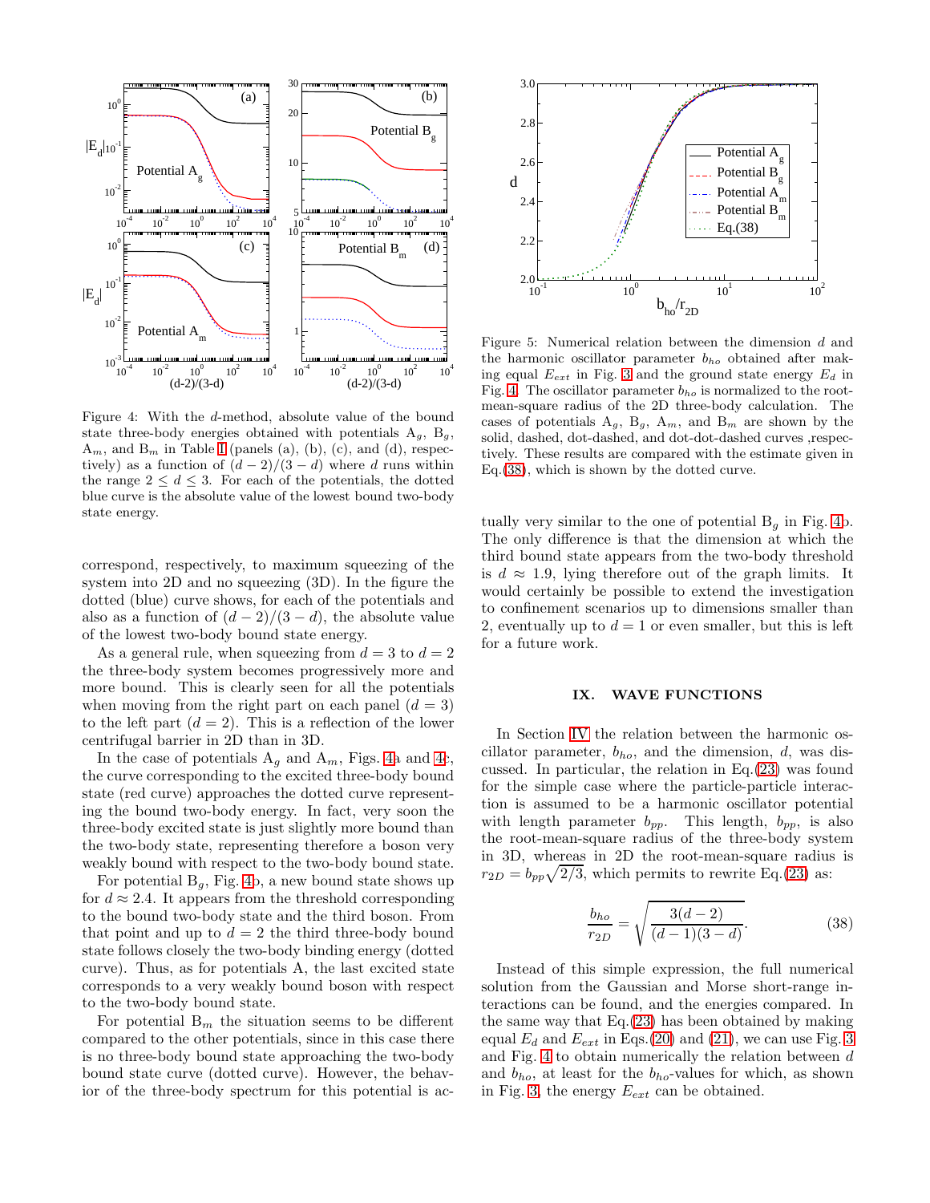Figure 4: With the $d$-method, absolute value of the bound state three-body energies obtained with potentials $A_g$, $B_g$, $A_m$, and $B_m$ in Table I (panels (a), (b), (c), and (d), respectively) as a function of $(d-2)/(3-d)$ where $d$ runs within the range $2 \leq d \leq 3$. For each of the potentials, the dotted blue curve is the absolute value of the lowest bound two-body state energy.

correspond, respectively, to maximum squeezing of the system into 2D and no squeezing (3D). In the figure the dotted (blue) curve shows, for each of the potentials and also as a function of $(d-2)/(3-d)$, the absolute value of the lowest two-body bound state energy.

As a general rule, when squeezing from $d = 3$ to $d = 2$ the three-body system becomes progressively more and more bound. This is clearly seen for all the potentials when moving from the right part on each panel ($d = 3$) to the left part ($d = 2$). This is a reflection of the lower centrifugal barrier in 2D than in 3D.

In the case of potentials $A_g$ and $A_m$, Figs. 4a and 4c, the curve corresponding to the excited three-body bound state (red curve) approaches the dotted curve representing the bound two-body energy. In fact, very soon the three-body excited state is just slightly more bound than the two-body state, representing therefore a boson very weakly bound with respect to the two-body bound state.

For potential $B_g$, Fig. 4b, a new bound state shows up for $d \approx 2.4$. It appears from the threshold corresponding to the bound two-body state and the third boson. From that point and up to $d = 2$ the third three-body bound state follows closely the two-body binding energy (dotted curve). Thus, as for potentials A, the last excited state corresponds to a very weakly bound boson with respect to the two-body bound state.

For potential $B_m$ the situation seems to be different compared to the other potentials, since in this case there is no three-body bound state approaching the two-body bound state curve (dotted curve). However, the behavior of the three-body spectrum for this potential is actually very similar to the one of potential $B_g$ in Fig. 4b. The only difference is that the dimension at which the third bound state appears from the two-body threshold is $d \approx 1.9$, lying therefore out of the graph limits. It would certainly be possible to extend the investigation to confinement scenarios up to dimensions smaller than 2, eventually up to $d = 1$ or even smaller, but this is left for a future work.

Figure 5: Numerical relation between the dimension $d$ and the harmonic oscillator parameter $b_{ho}$ obtained after making equal $E_{ext}$ in Fig. 3 and the ground state energy $E_d$ in Fig. 4. The oscillator parameter $b_{ho}$ is normalized to the root-mean-square radius of the 2D three-body calculation. The cases of potentials $A_g$, $B_g$, $A_m$, and $B_m$ are shown by the solid, dashed, dot-dashed, and dot-dot-dashed curves ,respectively. These results are compared with the estimate given in Eq.(38), which is shown by the dotted curve.

## IX. WAVE FUNCTIONS

In Section IV the relation between the harmonic oscillator parameter, $b_{ho}$, and the dimension, $d$, was discussed. In particular, the relation in Eq.(23) was found for the simple case where the particle-particle interaction is assumed to be a harmonic oscillator potential with length parameter $b_{pp}$. This length, $b_{pp}$, is also the root-mean-square radius of the three-body system in 3D, whereas in 2D the root-mean-square radius is $r_{2D} = b_{pp}\sqrt{2/3}$, which permits to rewrite Eq.(23) as:

$$\frac{b_{ho}}{r_{2D}} = \sqrt{\frac{3(d-2)}{(d-1)(3-d)}}. \tag{38}$$

Instead of this simple expression, the full numerical solution from the Gaussian and Morse short-range interactions can be found, and the energies compared. In the same way that Eq.(23) has been obtained by making equal $E_d$ and $E_{ext}$ in Eqs.(20) and (21), we can use Fig. 3 and Fig. 4 to obtain numerically the relation between $d$ and $b_{ho}$, at least for the $b_{ho}$-values for which, as shown in Fig. 3, the energy $E_{ext}$ can be obtained.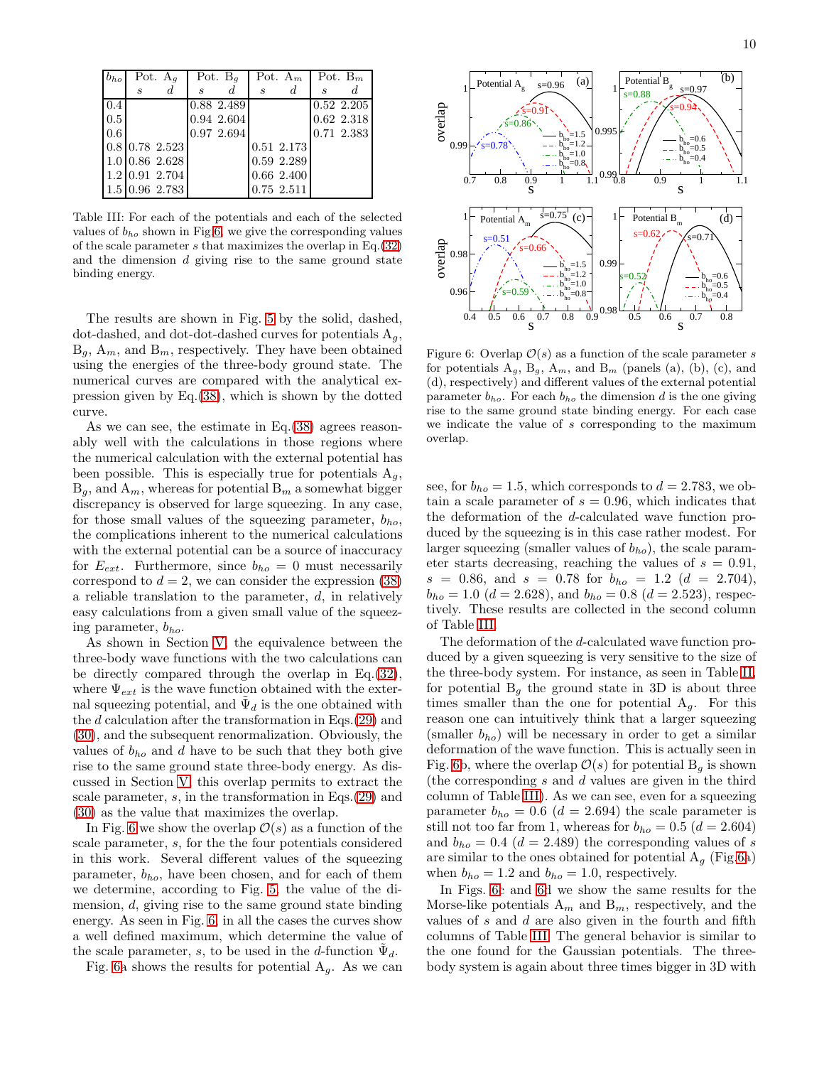| $b_{ho}$ | Pot. $A_g$ | | Pot. $B_g$ | | Pot. $A_m$ | | Pot. $B_m$ | |
|---|---|---|---|---|---|---|---|---|
| | $s$ | $d$ | $s$ | $d$ | $s$ | $d$ | $s$ | $d$ |
| 0.4 | | | 0.88 | 2.489 | | | 0.52 | 2.205 |
| 0.5 | | | 0.94 | 2.604 | | | 0.62 | 2.318 |
| 0.6 | | | 0.97 | 2.694 | | | 0.71 | 2.383 |
| 0.8 | 0.78 | 2.523 | | | 0.51 | 2.173 | | |
| 1.0 | 0.86 | 2.628 | | | 0.59 | 2.289 | | |
| 1.2 | 0.91 | 2.704 | | | 0.66 | 2.400 | | |
| 1.5 | 0.96 | 2.783 | | | 0.75 | 2.511 | | |

Table III: For each of the potentials and each of the selected values of $b_{ho}$ shown in Fig.6, we give the corresponding values of the scale parameter $s$ that maximizes the overlap in Eq.(32) and the dimension $d$ giving rise to the same ground state binding energy.

The results are shown in Fig. 5 by the solid, dashed, dot-dashed, and dot-dot-dashed curves for potentials $A_g$, $B_g$, $A_m$, and $B_m$, respectively. They have been obtained using the energies of the three-body ground state. The numerical curves are compared with the analytical expression given by Eq.(38), which is shown by the dotted curve.

As we can see, the estimate in Eq.(38) agrees reasonably well with the calculations in those regions where the numerical calculation with the external potential has been possible. This is especially true for potentials $A_g$, $B_g$, and $A_m$, whereas for potential $B_m$ a somewhat bigger discrepancy is observed for large squeezing. In any case, for those small values of the squeezing parameter, $b_{ho}$, the complications inherent to the numerical calculations with the external potential can be a source of inaccuracy for $E_{ext}$. Furthermore, since $b_{ho} = 0$ must necessarily correspond to $d = 2$, we can consider the expression (38) a reliable translation to the parameter, $d$, in relatively easy calculations from a given small value of the squeezing parameter, $b_{ho}$.

As shown in Section V, the equivalence between the three-body wave functions with the two calculations can be directly compared through the overlap in Eq.(32), where $\Psi_{ext}$ is the wave function obtained with the external squeezing potential, and $\tilde{\Psi}_d$ is the one obtained with the $d$ calculation after the transformation in Eqs.(29) and (30), and the subsequent renormalization. Obviously, the values of $b_{ho}$ and $d$ have to be such that they both give rise to the same ground state three-body energy. As discussed in Section V, this overlap permits to extract the scale parameter, $s$, in the transformation in Eqs.(29) and (30) as the value that maximizes the overlap.

In Fig. 6 we show the overlap $\mathcal{O}(s)$ as a function of the scale parameter, $s$, for the the four potentials considered in this work. Several different values of the squeezing parameter, $b_{ho}$, have been chosen, and for each of them we determine, according to Fig. 5, the value of the dimension, $d$, giving rise to the same ground state binding energy. As seen in Fig. 6, in all the cases the curves show a well defined maximum, which determine the value of the scale parameter, $s$, to be used in the $d$-function $\tilde{\Psi}_d$.

Fig. 6a shows the results for potential $A_g$. As we can see, for $b_{ho} = 1.5$, which corresponds to $d = 2.783$, we obtain a scale parameter of $s = 0.96$, which indicates that the deformation of the $d$-calculated wave function produced by the squeezing is in this case rather modest. For larger squeezing (smaller values of $b_{ho}$), the scale parameter starts decreasing, reaching the values of $s = 0.91$, $s = 0.86$, and $s = 0.78$ for $b_{ho} = 1.2$ ($d = 2.704$), $b_{ho} = 1.0$ ($d = 2.628$), and $b_{ho} = 0.8$ ($d = 2.523$), respectively. These results are collected in the second column of Table III.

Figure 6: Overlap $\mathcal{O}(s)$ as a function of the scale parameter $s$ for potentials $A_g$, $B_g$, $A_m$, and $B_m$ (panels (a), (b), (c), and (d), respectively) and different values of the external potential parameter $b_{ho}$. For each $b_{ho}$ the dimension $d$ is the one giving rise to the same ground state binding energy. For each case we indicate the value of $s$ corresponding to the maximum overlap.

The deformation of the $d$-calculated wave function produced by a given squeezing is very sensitive to the size of the three-body system. For instance, as seen in Table II, for potential $B_g$ the ground state in 3D is about three times smaller than the one for potential $A_g$. For this reason one can intuitively think that a larger squeezing (smaller $b_{ho}$) will be necessary in order to get a similar deformation of the wave function. This is actually seen in Fig. 6b, where the overlap $\mathcal{O}(s)$ for potential $B_g$ is shown (the corresponding $s$ and $d$ values are given in the third column of Table III). As we can see, even for a squeezing parameter $b_{ho} = 0.6$ ($d = 2.694$) the scale parameter is still not too far from 1, whereas for $b_{ho} = 0.5$ ($d = 2.604$) and $b_{ho} = 0.4$ ($d = 2.489$) the corresponding values of $s$ are similar to the ones obtained for potential $A_g$ (Fig.6a) when $b_{ho} = 1.2$ and $b_{ho} = 1.0$, respectively.

In Figs. 6c and 6d we show the same results for the Morse-like potentials $A_m$ and $B_m$, respectively, and the values of $s$ and $d$ are also given in the fourth and fifth columns of Table III. The general behavior is similar to the one found for the Gaussian potentials. The three-body system is again about three times bigger in 3D with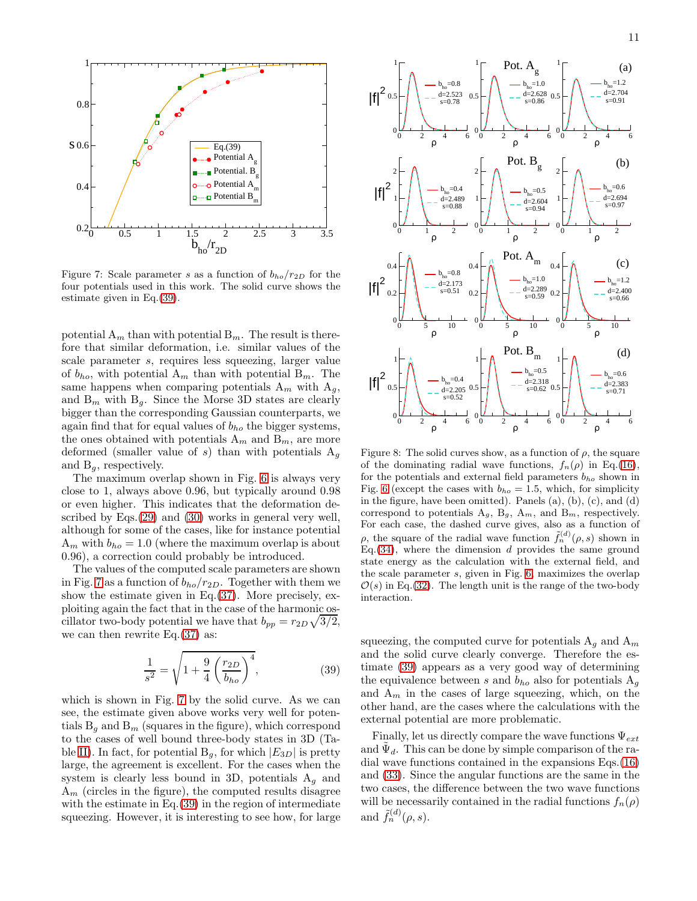Figure 7: Scale parameter $s$ as a function of $b_{ho}/r_{2D}$ for the four potentials used in this work. The solid curve shows the estimate given in Eq.(39).

potential $A_m$ than with potential $B_m$. The result is therefore that similar deformation, i.e. similar values of the scale parameter $s$, requires less squeezing, larger value of $b_{ho}$, with potential $A_m$ than with potential $B_m$. The same happens when comparing potentials $A_m$ with $A_g$, and $B_m$ with $B_g$. Since the Morse 3D states are clearly bigger than the corresponding Gaussian counterparts, we again find that for equal values of $b_{ho}$ the bigger systems, the ones obtained with potentials $A_m$ and $B_m$, are more deformed (smaller value of $s$) than with potentials $A_g$ and $B_g$, respectively.

The maximum overlap shown in Fig. 6 is always very close to 1, always above 0.96, but typically around 0.98 or even higher. This indicates that the deformation described by Eqs.(29) and (30) works in general very well, although for some of the cases, like for instance potential $A_m$ with $b_{ho} = 1.0$ (where the maximum overlap is about 0.96), a correction could probably be introduced.

The values of the computed scale parameters are shown in Fig. 7 as a function of $b_{ho}/r_{2D}$. Together with them we show the estimate given in Eq.(37). More precisely, exploiting again the fact that in the case of the harmonic oscillator two-body potential we have that $b_{pp} = r_{2D}\sqrt{3/2}$, we can then rewrite Eq.(37) as:

$$\frac{1}{s^2} = \sqrt{1 + \frac{9}{4}\left(\frac{r_{2D}}{b_{ho}}\right)^4}, \tag{39}$$

which is shown in Fig. 7 by the solid curve. As we can see, the estimate given above works very well for potentials $B_g$ and $B_m$ (squares in the figure), which correspond to the cases of well bound three-body states in 3D (Table II). In fact, for potential $B_g$, for which $|E_{3D}|$ is pretty large, the agreement is excellent. For the cases when the system is clearly less bound in 3D, potentials $A_g$ and $A_m$ (circles in the figure), the computed results disagree with the estimate in Eq.(39) in the region of intermediate squeezing. However, it is interesting to see how, for large squeezing, the computed curve for potentials $A_g$ and $A_m$ and the solid curve clearly converge. Therefore the estimate (39) appears as a very good way of determining the equivalence between $s$ and $b_{ho}$ also for potentials $A_g$ and $A_m$ in the cases of large squeezing, which, on the other hand, are the cases where the calculations with the external potential are more problematic.

Figure 8: The solid curves show, as a function of $\rho$, the square of the dominating radial wave functions, $f_n(\rho)$ in Eq.(16), for the potentials and external field parameters $b_{ho}$ shown in Fig. 6 (except the cases with $b_{ho} = 1.5$, which, for simplicity in the figure, have been omitted). Panels (a), (b), (c), and (d) correspond to potentials $A_g$, $B_g$, $A_m$, and $B_m$, respectively. For each case, the dashed curve gives, also as a function of $\rho$, the square of the radial wave function $\tilde{f}_n^{(d)}(\rho, s)$ shown in Eq.(34), where the dimension $d$ provides the same ground state energy as the calculation with the external field, and the scale parameter $s$, given in Fig. 6, maximizes the overlap $\mathcal{O}(s)$ in Eq.(32). The length unit is the range of the two-body interaction.

Finally, let us directly compare the wave functions $\Psi_{ext}$ and $\tilde{\Psi}_d$. This can be done by simple comparison of the radial wave functions contained in the expansions Eqs.(16) and (33). Since the angular functions are the same in the two cases, the difference between the two wave functions will be necessarily contained in the radial functions $f_n(\rho)$ and $\tilde{f}_n^{(d)}(\rho, s)$.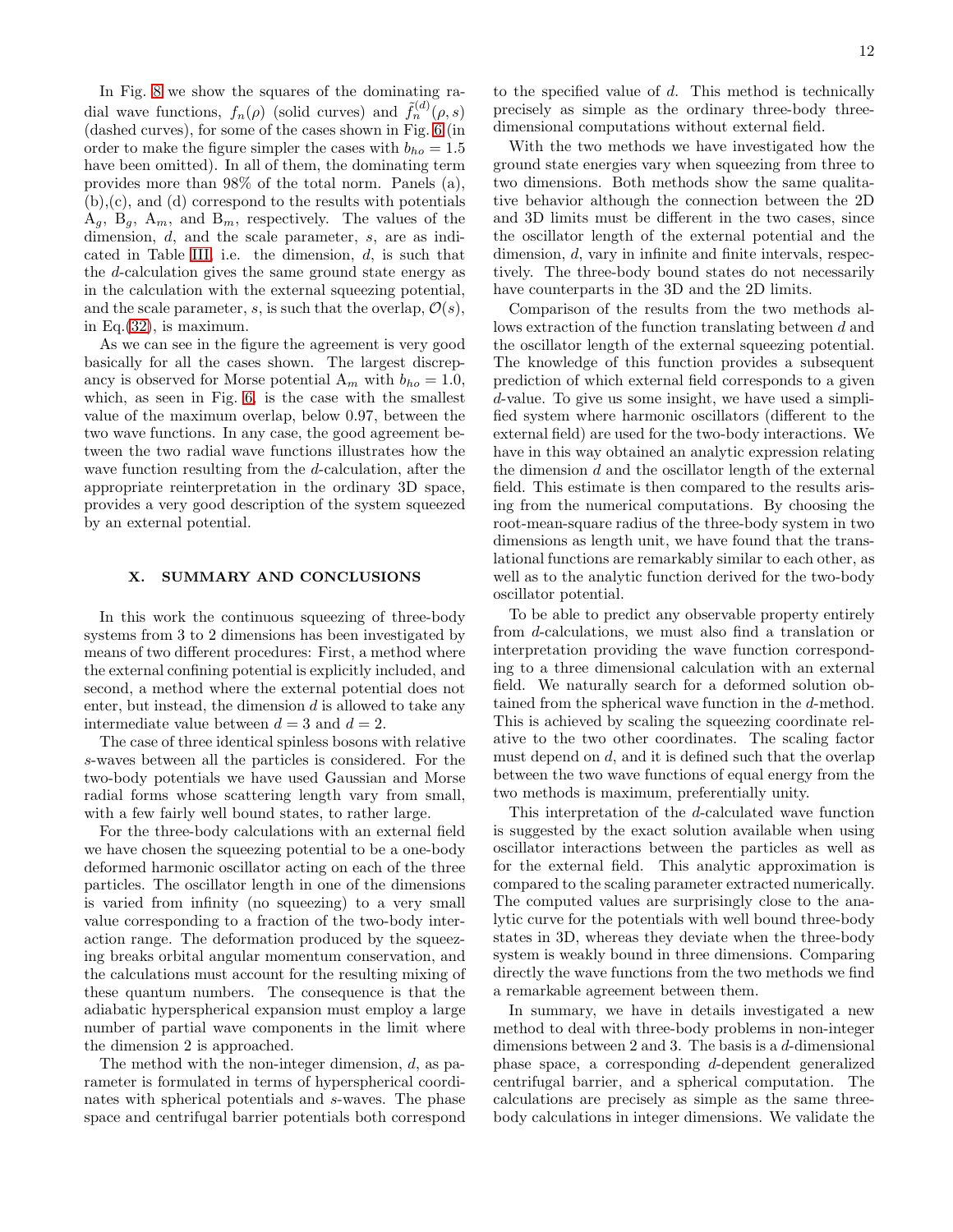In Fig. 8 we show the squares of the dominating radial wave functions, $f_n(\rho)$ (solid curves) and $\tilde{f}_n^{(d)}(\rho, s)$ (dashed curves), for some of the cases shown in Fig. 6 (in order to make the figure simpler the cases with $b_{ho} = 1.5$ have been omitted). In all of them, the dominating term provides more than 98% of the total norm. Panels (a), (b),(c), and (d) correspond to the results with potentials $A_g$, $B_g$, $A_m$, and $B_m$, respectively. The values of the dimension, $d$, and the scale parameter, $s$, are as indicated in Table III, i.e. the dimension, $d$, is such that the $d$-calculation gives the same ground state energy as in the calculation with the external squeezing potential, and the scale parameter, $s$, is such that the overlap, $\mathcal{O}(s)$, in Eq.(32), is maximum.

As we can see in the figure the agreement is very good basically for all the cases shown. The largest discrepancy is observed for Morse potential $A_m$ with $b_{ho} = 1.0$, which, as seen in Fig. 6, is the case with the smallest value of the maximum overlap, below 0.97, between the two wave functions. In any case, the good agreement between the two radial wave functions illustrates how the wave function resulting from the $d$-calculation, after the appropriate reinterpretation in the ordinary 3D space, provides a very good description of the system squeezed by an external potential.

## X. SUMMARY AND CONCLUSIONS

In this work the continuous squeezing of three-body systems from 3 to 2 dimensions has been investigated by means of two different procedures: First, a method where the external confining potential is explicitly included, and second, a method where the external potential does not enter, but instead, the dimension $d$ is allowed to take any intermediate value between $d = 3$ and $d = 2$.

The case of three identical spinless bosons with relative $s$-waves between all the particles is considered. For the two-body potentials we have used Gaussian and Morse radial forms whose scattering length vary from small, with a few fairly well bound states, to rather large.

For the three-body calculations with an external field we have chosen the squeezing potential to be a one-body deformed harmonic oscillator acting on each of the three particles. The oscillator length in one of the dimensions is varied from infinity (no squeezing) to a very small value corresponding to a fraction of the two-body interaction range. The deformation produced by the squeezing breaks orbital angular momentum conservation, and the calculations must account for the resulting mixing of these quantum numbers. The consequence is that the adiabatic hyperspherical expansion must employ a large number of partial wave components in the limit where the dimension 2 is approached.

The method with the non-integer dimension, $d$, as parameter is formulated in terms of hyperspherical coordinates with spherical potentials and $s$-waves. The phase space and centrifugal barrier potentials both correspond to the specified value of $d$. This method is technically precisely as simple as the ordinary three-body three-dimensional computations without external field.

With the two methods we have investigated how the ground state energies vary when squeezing from three to two dimensions. Both methods show the same qualitative behavior although the connection between the 2D and 3D limits must be different in the two cases, since the oscillator length of the external potential and the dimension, $d$, vary in infinite and finite intervals, respectively. The three-body bound states do not necessarily have counterparts in the 3D and the 2D limits.

Comparison of the results from the two methods allows extraction of the function translating between $d$ and the oscillator length of the external squeezing potential. The knowledge of this function provides a subsequent prediction of which external field corresponds to a given $d$-value. To give us some insight, we have used a simplified system where harmonic oscillators (different to the external field) are used for the two-body interactions. We have in this way obtained an analytic expression relating the dimension $d$ and the oscillator length of the external field. This estimate is then compared to the results arising from the numerical computations. By choosing the root-mean-square radius of the three-body system in two dimensions as length unit, we have found that the translational functions are remarkably similar to each other, as well as to the analytic function derived for the two-body oscillator potential.

To be able to predict any observable property entirely from $d$-calculations, we must also find a translation or interpretation providing the wave function corresponding to a three dimensional calculation with an external field. We naturally search for a deformed solution obtained from the spherical wave function in the $d$-method. This is achieved by scaling the squeezing coordinate relative to the two other coordinates. The scaling factor must depend on $d$, and it is defined such that the overlap between the two wave functions of equal energy from the two methods is maximum, preferentially unity.

This interpretation of the $d$-calculated wave function is suggested by the exact solution available when using oscillator interactions between the particles as well as for the external field. This analytic approximation is compared to the scaling parameter extracted numerically. The computed values are surprisingly close to the analytic curve for the potentials with well bound three-body states in 3D, whereas they deviate when the three-body system is weakly bound in three dimensions. Comparing directly the wave functions from the two methods we find a remarkable agreement between them.

In summary, we have in details investigated a new method to deal with three-body problems in non-integer dimensions between 2 and 3. The basis is a $d$-dimensional phase space, a corresponding $d$-dependent generalized centrifugal barrier, and a spherical computation. The calculations are precisely as simple as the same three-body calculations in integer dimensions. We validate the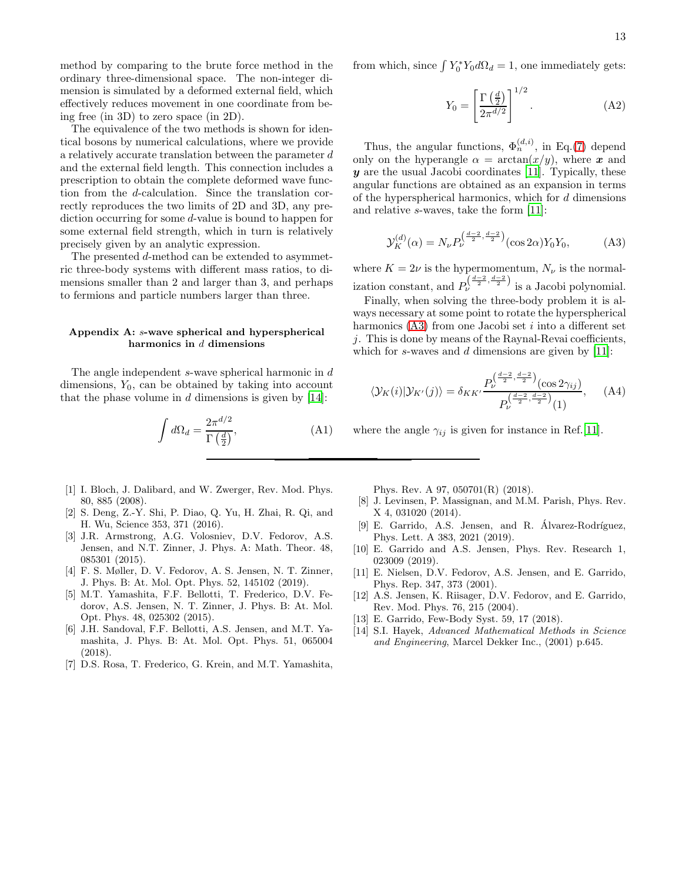method by comparing to the brute force method in the ordinary three-dimensional space. The non-integer dimension is simulated by a deformed external field, which effectively reduces movement in one coordinate from being free (in 3D) to zero space (in 2D).

The equivalence of the two methods is shown for identical bosons by numerical calculations, where we provide a relatively accurate translation between the parameter $d$ and the external field length. This connection includes a prescription to obtain the complete deformed wave function from the $d$-calculation. Since the translation correctly reproduces the two limits of 2D and 3D, any prediction occurring for some $d$-value is bound to happen for some external field strength, which in turn is relatively precisely given by an analytic expression.

The presented $d$-method can be extended to asymmetric three-body systems with different mass ratios, to dimensions smaller than 2 and larger than 3, and perhaps to fermions and particle numbers larger than three.

## Appendix A: $s$-wave spherical and hyperspherical harmonics in $d$ dimensions

The angle independent $s$-wave spherical harmonic in $d$ dimensions, $Y_0$, can be obtained by taking into account that the phase volume in $d$ dimensions is given by [14]:

$$\int d\Omega_d = \frac{2\pi^{d/2}}{\Gamma\left(\frac{d}{2}\right)}, \tag{A1}$$

from which, since $\int Y_0^* Y_0 d\Omega_d = 1$, one immediately gets:

$$Y_0 = \left[\frac{\Gamma\left(\frac{d}{2}\right)}{2\pi^{d/2}}\right]^{1/2}. \tag{A2}$$

Thus, the angular functions, $\Phi_n^{(d,i)}$, in Eq.(7) depend only on the hyperangle $\alpha = \arctan(x/y)$, where $\boldsymbol{x}$ and $\boldsymbol{y}$ are the usual Jacobi coordinates [11]. Typically, these angular functions are obtained as an expansion in terms of the hyperspherical harmonics, which for $d$ dimensions and relative $s$-waves, take the form [11]:

$$\mathcal{Y}_K^{(d)}(\alpha) = N_\nu P_\nu^{\left(\frac{d-2}{2},\frac{d-2}{2}\right)}(\cos 2\alpha) Y_0 Y_0, \tag{A3}$$

where $K = 2\nu$ is the hypermomentum, $N_\nu$ is the normalization constant, and $P_\nu^{\left(\frac{d-2}{2},\frac{d-2}{2}\right)}$ is a Jacobi polynomial.

Finally, when solving the three-body problem it is always necessary at some point to rotate the hyperspherical harmonics (A3) from one Jacobi set $i$ into a different set $j$. This is done by means of the Raynal-Revai coefficients, which for $s$-waves and $d$ dimensions are given by [11]:

$$\langle \mathcal{Y}_K(i) | \mathcal{Y}_{K'}(j) \rangle = \delta_{KK'} \frac{P_\nu^{\left(\frac{d-2}{2},\frac{d-2}{2}\right)}(\cos 2\gamma_{ij})}{P_\nu^{\left(\frac{d-2}{2},\frac{d-2}{2}\right)}(1)}, \tag{A4}$$

where the angle $\gamma_{ij}$ is given for instance in Ref.[11].

---

[1] I. Bloch, J. Dalibard, and W. Zwerger, Rev. Mod. Phys. 80, 885 (2008).

[2] S. Deng, Z.-Y. Shi, P. Diao, Q. Yu, H. Zhai, R. Qi, and H. Wu, Science 353, 371 (2016).

[3] J.R. Armstrong, A.G. Volosniev, D.V. Fedorov, A.S. Jensen, and N.T. Zinner, J. Phys. A: Math. Theor. 48, 085301 (2015).

[4] F. S. Møller, D. V. Fedorov, A. S. Jensen, N. T. Zinner, J. Phys. B: At. Mol. Opt. Phys. 52, 145102 (2019).

[5] M.T. Yamashita, F.F. Bellotti, T. Frederico, D.V. Fedorov, A.S. Jensen, N. T. Zinner, J. Phys. B: At. Mol. Opt. Phys. 48, 025302 (2015).

[6] J.H. Sandoval, F.F. Bellotti, A.S. Jensen, and M.T. Yamashita, J. Phys. B: At. Mol. Opt. Phys. 51, 065004 (2018).

[7] D.S. Rosa, T. Frederico, G. Krein, and M.T. Yamashita, Phys. Rev. A 97, 050701(R) (2018).

[8] J. Levinsen, P. Massignan, and M.M. Parish, Phys. Rev. X 4, 031020 (2014).

[9] E. Garrido, A.S. Jensen, and R. Álvarez-Rodríguez, Phys. Lett. A 383, 2021 (2019).

[10] E. Garrido and A.S. Jensen, Phys. Rev. Research 1, 023009 (2019).

[11] E. Nielsen, D.V. Fedorov, A.S. Jensen, and E. Garrido, Phys. Rep. 347, 373 (2001).

[12] A.S. Jensen, K. Riisager, D.V. Fedorov, and E. Garrido, Rev. Mod. Phys. 76, 215 (2004).

[13] E. Garrido, Few-Body Syst. 59, 17 (2018).

[14] S.I. Hayek, *Advanced Mathematical Methods in Science and Engineering*, Marcel Dekker Inc., (2001) p.645.